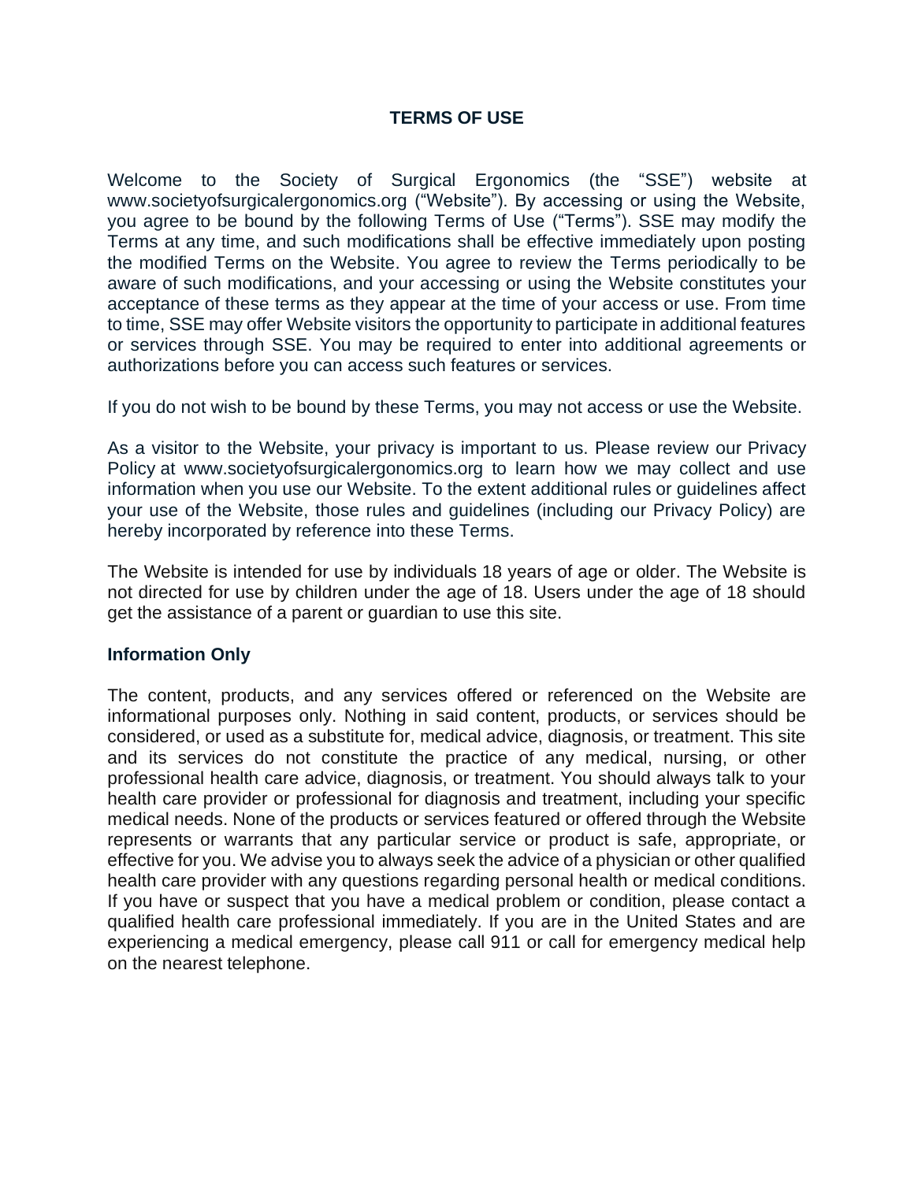# TERMS OF USE

Welcome to the Society of Surgical Ergonomics (the "SSE") website at www.societyofsurgicalergonomics.org ("Website"). By accessing or using the Website, you agree to be bound by the following Terms of Use ("Terms"). SSE may modify the Terms at any time, and such modifications shall be effective immediately upon posting the modified Terms on the Website. You agree to review the Terms periodically to be aware of such modifications, and your accessing or using the Website constitutes your acceptance of these terms as they appear at the time of your access or use. From time to time, SSE may offer Website visitors the opportunity to participate in additional features or services through SSE. You may be required to enter into additional agreements or authorizations before you can access such features or services.

If you do not wish to be bound by these Terms, you may not access or use the Website.

As a visitor to the Website, your privacy is important to us. Please review our Privacy Policy at www.societyofsurgicalergonomics.org to learn how we may collect and use information when you use our Website. To the extent additional rules or guidelines affect your use of the Website, those rules and guidelines (including our Privacy Policy) are hereby incorporated by reference into these Terms.

The Website is intended for use by individuals 18 years of age or older. The Website is not directed for use by children under the age of 18. Users under the age of 18 should get the assistance of a parent or guardian to use this site.

## Information Only

The content, products, and any services offered or referenced on the Website are informational purposes only. Nothing in said content, products, or services should be considered, or used as a substitute for, medical advice, diagnosis, or treatment. This site and its services do not constitute the practice of any medical, nursing, or other professional health care advice, diagnosis, or treatment. You should always talk to your health care provider or professional for diagnosis and treatment, including your specific medical needs. None of the products or services featured or offered through the Website represents or warrants that any particular service or product is safe, appropriate, or effective for you. We advise you to always seek the advice of a physician or other qualified health care provider with any questions regarding personal health or medical conditions. If you have or suspect that you have a medical problem or condition, please contact a qualified health care professional immediately. If you are in the United States and are experiencing a medical emergency, please call 911 or call for emergency medical help on the nearest telephone.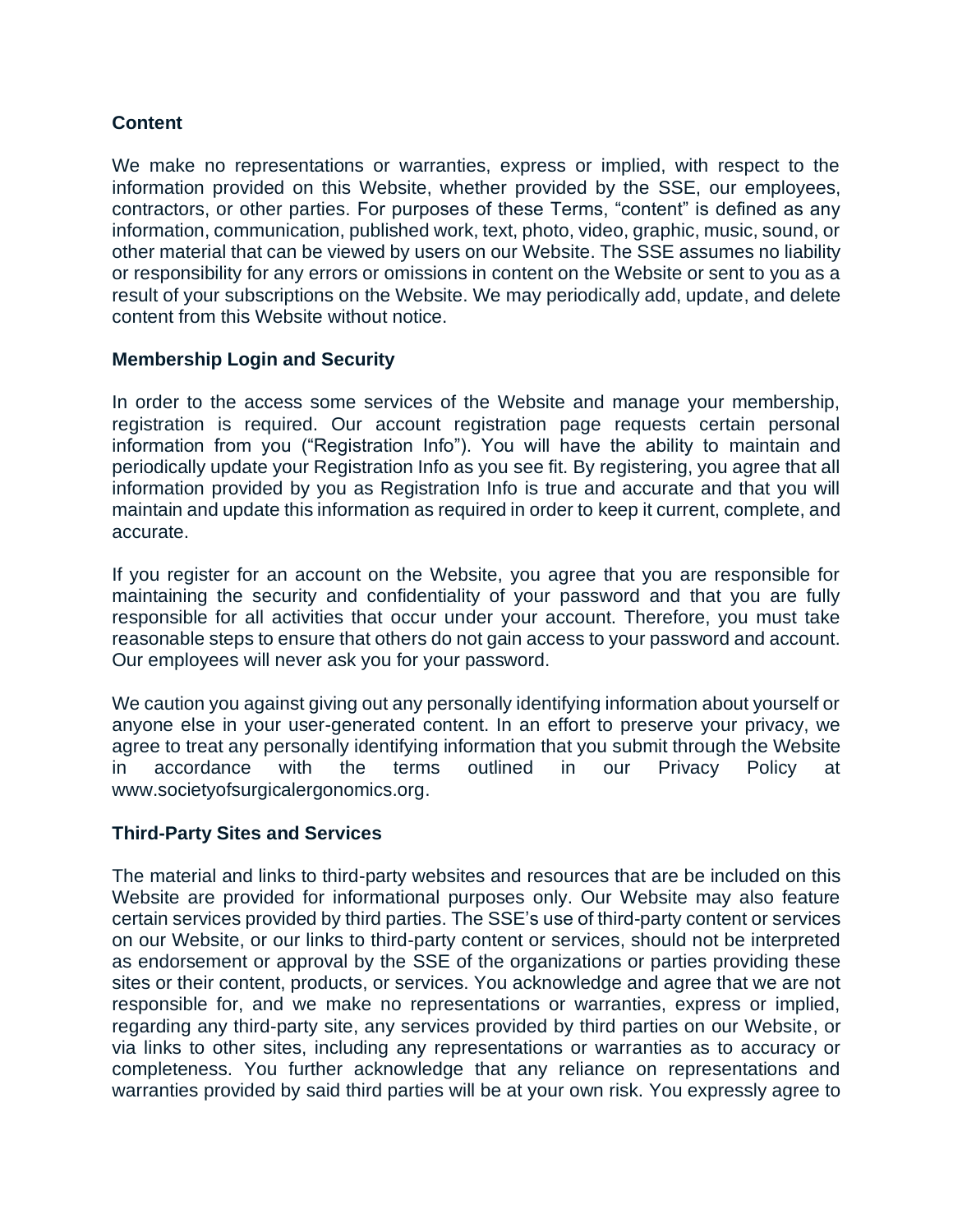### Content

We make no representations or warranties, express or implied, with respect to the information provided on this Website, whether provided by the SSE, our employees, contractors, or other parties. For purposes of these Terms, “content” is defined as any information, communication, published work, text, photo, video, graphic, music, sound, or other material that can be viewed by users on our Website. The SSE assumes no liability or responsibility for any errors or omissions in content on the Website or sent to you as a result of your subscriptions on the Website. We may periodically add, update, and delete content from this Website without notice.

### Membership Login and Security

In order to the access some services of the Website and manage your membership, registration is required. Our account registration page requests certain personal information from you (“Registration Info”). You will have the ability to maintain and periodically update your Registration Info as you see fit. By registering, you agree that all information provided by you as Registration Info is true and accurate and that you will maintain and update this information as required in order to keep it current, complete, and accurate.

If you register for an account on the Website, you agree that you are responsible for maintaining the security and confidentiality of your password and that you are fully responsible for all activities that occur under your account. Therefore, you must take reasonable steps to ensure that others do not gain access to your password and account. Our employees will never ask you for your password.

We caution you against giving out any personally identifying information about yourself or anyone else in your user-generated content. In an effort to preserve your privacy, we agree to treat any personally identifying information that you submit through the Website in accordance with the terms outlined in our Privacy Policy at www.societyofsurgicalergonomics.org.

### Third-Party Sites and Services

The material and links to third-party websites and resources that are be included on this Website are provided for informational purposes only. Our Website may also feature certain services provided by third parties. The SSE’s use of third-party content or services on our Website, or our links to third-party content or services, should not be interpreted as endorsement or approval by the SSE of the organizations or parties providing these sites or their content, products, or services. You acknowledge and agree that we are not responsible for, and we make no representations or warranties, express or implied, regarding any third-party site, any services provided by third parties on our Website, or via links to other sites, including any representations or warranties as to accuracy or completeness. You further acknowledge that any reliance on representations and warranties provided by said third parties will be at your own risk. You expressly agree to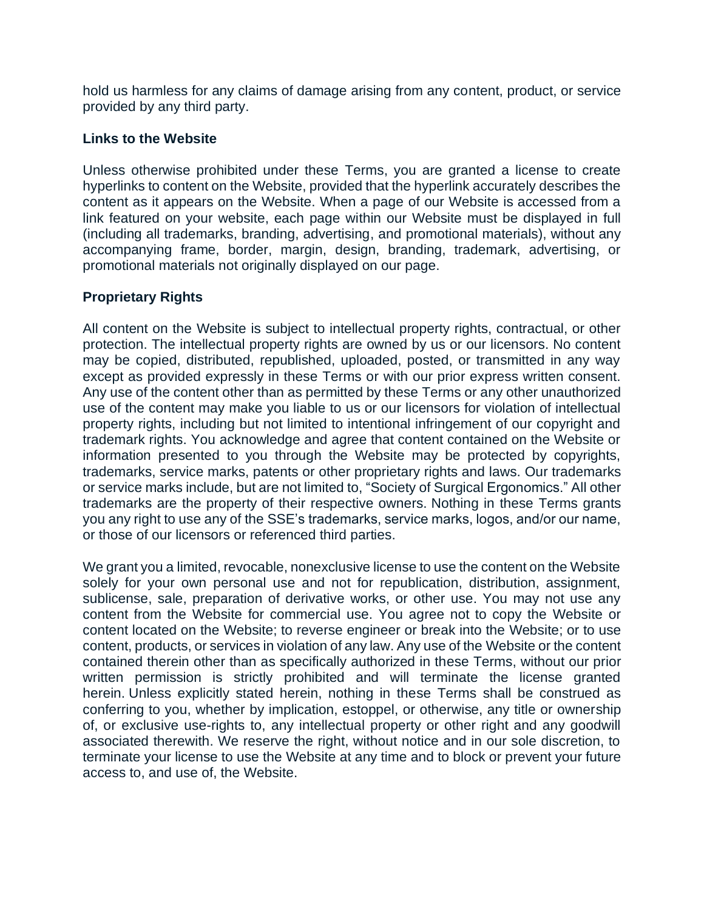hold us harmless for any claims of damage arising from any content, product, or service provided by any third party.

**Links to the Website**

Unless otherwise prohibited under these Terms, you are granted a license to create hyperlinks to content on the Website, provided that the hyperlink accurately describes the content as it appears on the Website. When a page of our Website is accessed from a link featured on your website, each page within our Website must be displayed in full (including all trademarks, branding, advertising, and promotional materials), without any accompanying frame, border, margin, design, branding, trademark, advertising, or promotional materials not originally displayed on our page.

**Proprietary Rights**

All content on the Website is subject to intellectual property rights, contractual, or other protection. The intellectual property rights are owned by us or our licensors. No content may be copied, distributed, republished, uploaded, posted, or transmitted in any way except as provided expressly in these Terms or with our prior express written consent. Any use of the content other than as permitted by these Terms or any other unauthorized use of the content may make you liable to us or our licensors for violation of intellectual property rights, including but not limited to intentional infringement of our copyright and trademark rights. You acknowledge and agree that content contained on the Website or information presented to you through the Website may be protected by copyrights, trademarks, service marks, patents or other proprietary rights and laws. Our trademarks or service marks include, but are not limited to, "Society of Surgical Ergonomics." All other trademarks are the property of their respective owners. Nothing in these Terms grants you any right to use any of the SSE's trademarks, service marks, logos, and/or our name, or those of our licensors or referenced third parties.

We grant you a limited, revocable, nonexclusive license to use the content on the Website solely for your own personal use and not for republication, distribution, assignment, sublicense, sale, preparation of derivative works, or other use. You may not use any content from the Website for commercial use. You agree not to copy the Website or content located on the Website; to reverse engineer or break into the Website; or to use content, products, or services in violation of any law. Any use of the Website or the content contained therein other than as specifically authorized in these Terms, without our prior written permission is strictly prohibited and will terminate the license granted herein. Unless explicitly stated herein, nothing in these Terms shall be construed as conferring to you, whether by implication, estoppel, or otherwise, any title or ownership of, or exclusive use-rights to, any intellectual property or other right and any goodwill associated therewith. We reserve the right, without notice and in our sole discretion, to terminate your license to use the Website at any time and to block or prevent your future access to, and use of, the Website.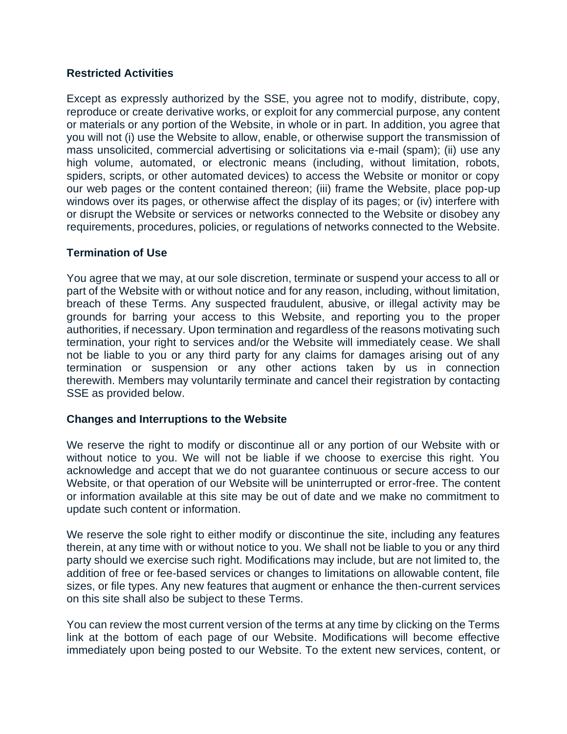**Restricted Activities**

Except as expressly authorized by the SSE, you agree not to modify, distribute, copy, reproduce or create derivative works, or exploit for any commercial purpose, any content or materials or any portion of the Website, in whole or in part. In addition, you agree that you will not (i) use the Website to allow, enable, or otherwise support the transmission of mass unsolicited, commercial advertising or solicitations via e-mail (spam); (ii) use any high volume, automated, or electronic means (including, without limitation, robots, spiders, scripts, or other automated devices) to access the Website or monitor or copy our web pages or the content contained thereon; (iii) frame the Website, place pop-up windows over its pages, or otherwise affect the display of its pages; or (iv) interfere with or disrupt the Website or services or networks connected to the Website or disobey any requirements, procedures, policies, or regulations of networks connected to the Website.

**Termination of Use**

You agree that we may, at our sole discretion, terminate or suspend your access to all or part of the Website with or without notice and for any reason, including, without limitation, breach of these Terms. Any suspected fraudulent, abusive, or illegal activity may be grounds for barring your access to this Website, and reporting you to the proper authorities, if necessary. Upon termination and regardless of the reasons motivating such termination, your right to services and/or the Website will immediately cease. We shall not be liable to you or any third party for any claims for damages arising out of any termination or suspension or any other actions taken by us in connection therewith. Members may voluntarily terminate and cancel their registration by contacting SSE as provided below.

**Changes and Interruptions to the Website**

We reserve the right to modify or discontinue all or any portion of our Website with or without notice to you. We will not be liable if we choose to exercise this right. You acknowledge and accept that we do not guarantee continuous or secure access to our Website, or that operation of our Website will be uninterrupted or error-free. The content or information available at this site may be out of date and we make no commitment to update such content or information.

We reserve the sole right to either modify or discontinue the site, including any features therein, at any time with or without notice to you. We shall not be liable to you or any third party should we exercise such right. Modifications may include, but are not limited to, the addition of free or fee-based services or changes to limitations on allowable content, file sizes, or file types. Any new features that augment or enhance the then-current services on this site shall also be subject to these Terms.

You can review the most current version of the terms at any time by clicking on the Terms link at the bottom of each page of our Website. Modifications will become effective immediately upon being posted to our Website. To the extent new services, content, or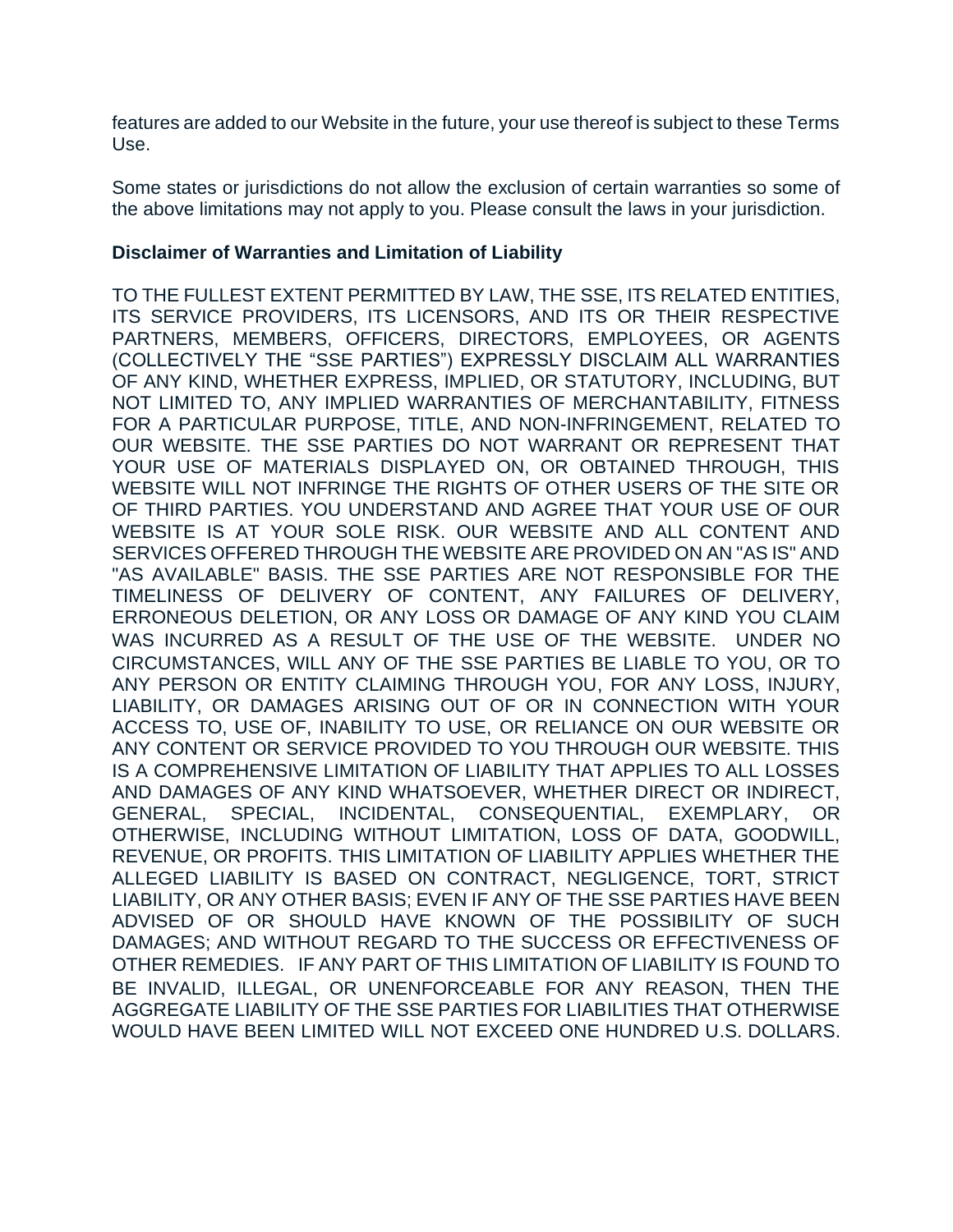features are added to our Website in the future, your use thereof is subject to these Terms Use.

Some states or jurisdictions do not allow the exclusion of certain warranties so some of the above limitations may not apply to you. Please consult the laws in your jurisdiction.

**Disclaimer of Warranties and Limitation of Liability**

TO THE FULLEST EXTENT PERMITTED BY LAW, THE SSE, ITS RELATED ENTITIES, ITS SERVICE PROVIDERS, ITS LICENSORS, AND ITS OR THEIR RESPECTIVE PARTNERS, MEMBERS, OFFICERS, DIRECTORS, EMPLOYEES, OR AGENTS (COLLECTIVELY THE "SSE PARTIES") EXPRESSLY DISCLAIM ALL WARRANTIES OF ANY KIND, WHETHER EXPRESS, IMPLIED, OR STATUTORY, INCLUDING, BUT NOT LIMITED TO, ANY IMPLIED WARRANTIES OF MERCHANTABILITY, FITNESS FOR A PARTICULAR PURPOSE, TITLE, AND NON-INFRINGEMENT, RELATED TO OUR WEBSITE. THE SSE PARTIES DO NOT WARRANT OR REPRESENT THAT YOUR USE OF MATERIALS DISPLAYED ON, OR OBTAINED THROUGH, THIS WEBSITE WILL NOT INFRINGE THE RIGHTS OF OTHER USERS OF THE SITE OR OF THIRD PARTIES. YOU UNDERSTAND AND AGREE THAT YOUR USE OF OUR WEBSITE IS AT YOUR SOLE RISK. OUR WEBSITE AND ALL CONTENT AND SERVICES OFFERED THROUGH THE WEBSITE ARE PROVIDED ON AN "AS IS" AND "AS AVAILABLE" BASIS. THE SSE PARTIES ARE NOT RESPONSIBLE FOR THE TIMELINESS OF DELIVERY OF CONTENT, ANY FAILURES OF DELIVERY, ERRONEOUS DELETION, OR ANY LOSS OR DAMAGE OF ANY KIND YOU CLAIM WAS INCURRED AS A RESULT OF THE USE OF THE WEBSITE. UNDER NO CIRCUMSTANCES, WILL ANY OF THE SSE PARTIES BE LIABLE TO YOU, OR TO ANY PERSON OR ENTITY CLAIMING THROUGH YOU, FOR ANY LOSS, INJURY, LIABILITY, OR DAMAGES ARISING OUT OF OR IN CONNECTION WITH YOUR ACCESS TO, USE OF, INABILITY TO USE, OR RELIANCE ON OUR WEBSITE OR ANY CONTENT OR SERVICE PROVIDED TO YOU THROUGH OUR WEBSITE. THIS IS A COMPREHENSIVE LIMITATION OF LIABILITY THAT APPLIES TO ALL LOSSES AND DAMAGES OF ANY KIND WHATSOEVER, WHETHER DIRECT OR INDIRECT, GENERAL, SPECIAL, INCIDENTAL, CONSEQUENTIAL, EXEMPLARY, OR OTHERWISE, INCLUDING WITHOUT LIMITATION, LOSS OF DATA, GOODWILL, REVENUE, OR PROFITS. THIS LIMITATION OF LIABILITY APPLIES WHETHER THE ALLEGED LIABILITY IS BASED ON CONTRACT, NEGLIGENCE, TORT, STRICT LIABILITY, OR ANY OTHER BASIS; EVEN IF ANY OF THE SSE PARTIES HAVE BEEN ADVISED OF OR SHOULD HAVE KNOWN OF THE POSSIBILITY OF SUCH DAMAGES; AND WITHOUT REGARD TO THE SUCCESS OR EFFECTIVENESS OF OTHER REMEDIES. IF ANY PART OF THIS LIMITATION OF LIABILITY IS FOUND TO BE INVALID, ILLEGAL, OR UNENFORCEABLE FOR ANY REASON, THEN THE AGGREGATE LIABILITY OF THE SSE PARTIES FOR LIABILITIES THAT OTHERWISE WOULD HAVE BEEN LIMITED WILL NOT EXCEED ONE HUNDRED U.S. DOLLARS.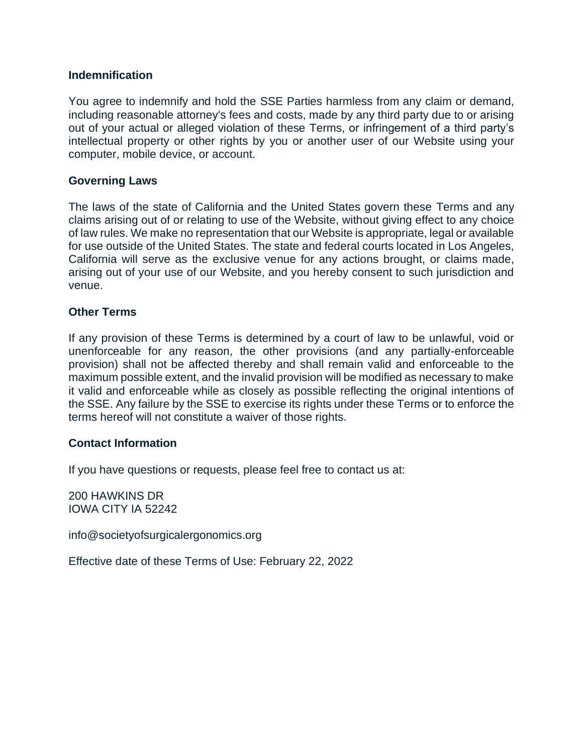### Indemnification

You agree to indemnify and hold the SSE Parties harmless from any claim or demand, including reasonable attorney's fees and costs, made by any third party due to or arising out of your actual or alleged violation of these Terms, or infringement of a third party's intellectual property or other rights by you or another user of our Website using your computer, mobile device, or account.

### Governing Laws

The laws of the state of California and the United States govern these Terms and any claims arising out of or relating to use of the Website, without giving effect to any choice of law rules. We make no representation that our Website is appropriate, legal or available for use outside of the United States. The state and federal courts located in Los Angeles, California will serve as the exclusive venue for any actions brought, or claims made, arising out of your use of our Website, and you hereby consent to such jurisdiction and venue.

### Other Terms

If any provision of these Terms is determined by a court of law to be unlawful, void or unenforceable for any reason, the other provisions (and any partially-enforceable provision) shall not be affected thereby and shall remain valid and enforceable to the maximum possible extent, and the invalid provision will be modified as necessary to make it valid and enforceable while as closely as possible reflecting the original intentions of the SSE. Any failure by the SSE to exercise its rights under these Terms or to enforce the terms hereof will not constitute a waiver of those rights.

### Contact Information

If you have questions or requests, please feel free to contact us at:

200 HAWKINS DR
IOWA CITY IA 52242

info@societyofsurgicalergonomics.org

Effective date of these Terms of Use: February 22, 2022